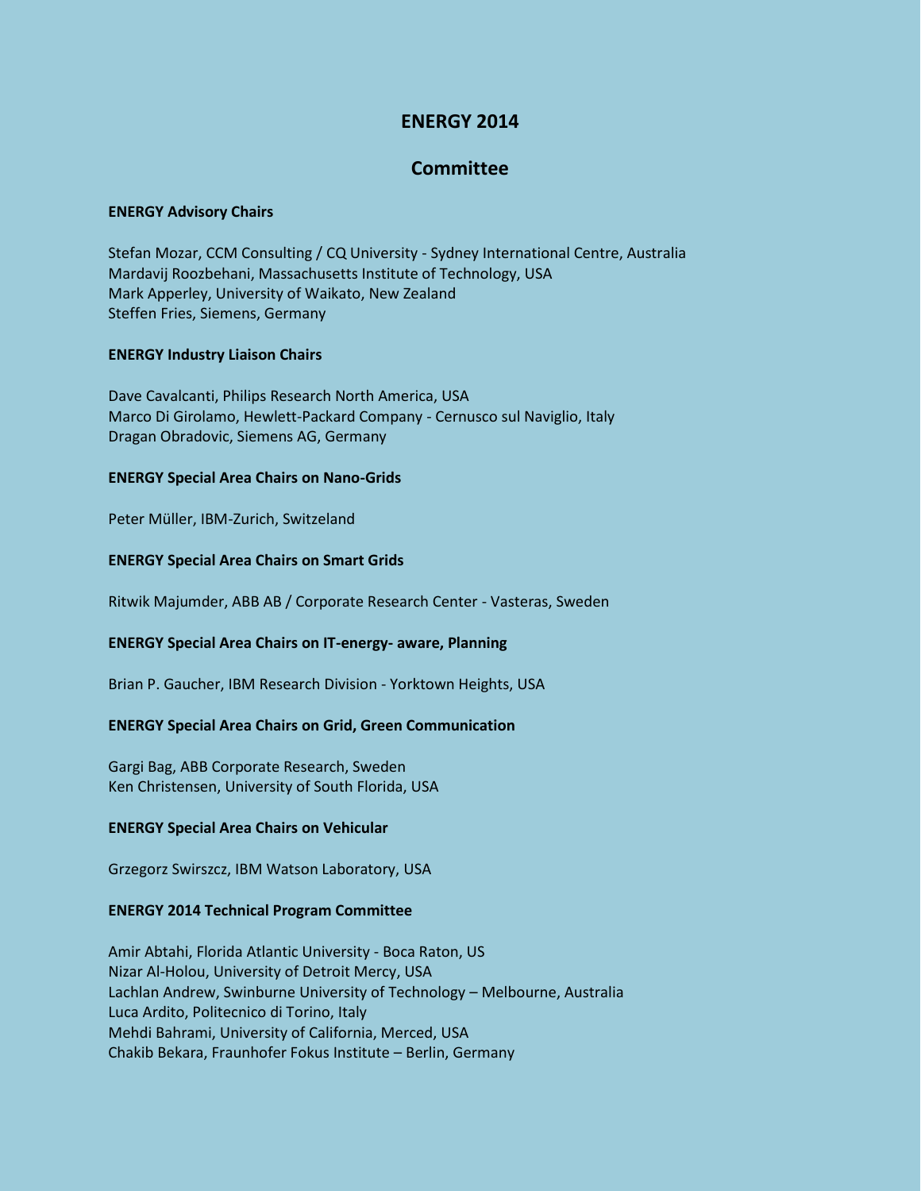# ENERGY 2014

## Committee

### ENERGY Advisory Chairs

Stefan Mozar, CCM Consulting / CQ University - Sydney International Centre, Australia
Mardavij Roozbehani, Massachusetts Institute of Technology, USA
Mark Apperley, University of Waikato, New Zealand
Steffen Fries, Siemens, Germany

### ENERGY Industry Liaison Chairs

Dave Cavalcanti, Philips Research North America, USA
Marco Di Girolamo, Hewlett-Packard Company - Cernusco sul Naviglio, Italy
Dragan Obradovic, Siemens AG, Germany

### ENERGY Special Area Chairs on Nano-Grids

Peter Müller, IBM-Zurich, Switzeland

### ENERGY Special Area Chairs on Smart Grids

Ritwik Majumder, ABB AB / Corporate Research Center - Vasteras, Sweden

### ENERGY Special Area Chairs on IT-energy- aware, Planning

Brian P. Gaucher, IBM Research Division - Yorktown Heights, USA

### ENERGY Special Area Chairs on Grid, Green Communication

Gargi Bag, ABB Corporate Research, Sweden
Ken Christensen, University of South Florida, USA

### ENERGY Special Area Chairs on Vehicular

Grzegorz Swirszcz, IBM Watson Laboratory, USA

### ENERGY 2014 Technical Program Committee

Amir Abtahi, Florida Atlantic University - Boca Raton, US
Nizar Al-Holou, University of Detroit Mercy, USA
Lachlan Andrew, Swinburne University of Technology – Melbourne, Australia
Luca Ardito, Politecnico di Torino, Italy
Mehdi Bahrami, University of California, Merced, USA
Chakib Bekara, Fraunhofer Fokus Institute – Berlin, Germany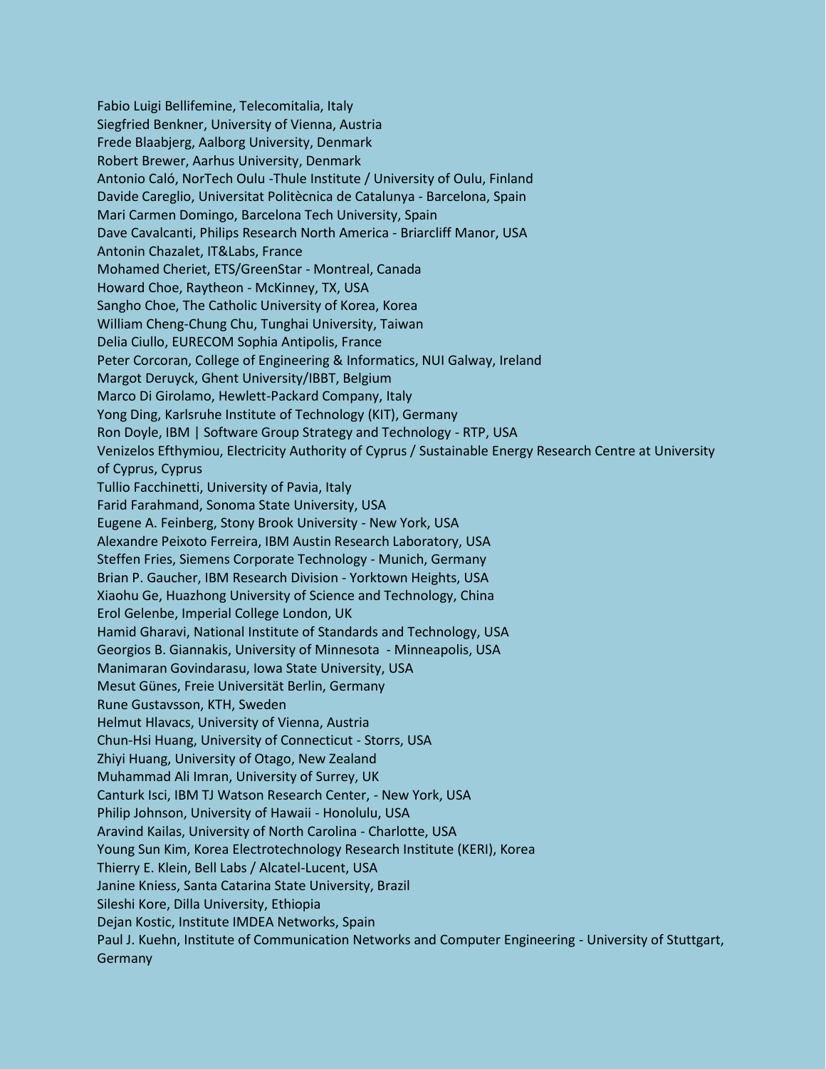Fabio Luigi Bellifemine, Telecomitalia, Italy
Siegfried Benkner, University of Vienna, Austria
Frede Blaabjerg, Aalborg University, Denmark
Robert Brewer, Aarhus University, Denmark
Antonio Caló, NorTech Oulu -Thule Institute / University of Oulu, Finland
Davide Careglio, Universitat Politècnica de Catalunya - Barcelona, Spain
Mari Carmen Domingo, Barcelona Tech University, Spain
Dave Cavalcanti, Philips Research North America - Briarcliff Manor, USA
Antonin Chazalet, IT&Labs, France
Mohamed Cheriet, ETS/GreenStar - Montreal, Canada
Howard Choe, Raytheon - McKinney, TX, USA
Sangho Choe, The Catholic University of Korea, Korea
William Cheng-Chung Chu, Tunghai University, Taiwan
Delia Ciullo, EURECOM Sophia Antipolis, France
Peter Corcoran, College of Engineering & Informatics, NUI Galway, Ireland
Margot Deruyck, Ghent University/IBBT, Belgium
Marco Di Girolamo, Hewlett-Packard Company, Italy
Yong Ding, Karlsruhe Institute of Technology (KIT), Germany
Ron Doyle, IBM | Software Group Strategy and Technology - RTP, USA
Venizelos Efthymiou, Electricity Authority of Cyprus / Sustainable Energy Research Centre at University of Cyprus, Cyprus
Tullio Facchinetti, University of Pavia, Italy
Farid Farahmand, Sonoma State University, USA
Eugene A. Feinberg, Stony Brook University - New York, USA
Alexandre Peixoto Ferreira, IBM Austin Research Laboratory, USA
Steffen Fries, Siemens Corporate Technology - Munich, Germany
Brian P. Gaucher, IBM Research Division - Yorktown Heights, USA
Xiaohu Ge, Huazhong University of Science and Technology, China
Erol Gelenbe, Imperial College London, UK
Hamid Gharavi, National Institute of Standards and Technology, USA
Georgios B. Giannakis, University of Minnesota - Minneapolis, USA
Manimaran Govindarasu, Iowa State University, USA
Mesut Günes, Freie Universität Berlin, Germany
Rune Gustavsson, KTH, Sweden
Helmut Hlavacs, University of Vienna, Austria
Chun-Hsi Huang, University of Connecticut - Storrs, USA
Zhiyi Huang, University of Otago, New Zealand
Muhammad Ali Imran, University of Surrey, UK
Canturk Isci, IBM TJ Watson Research Center, - New York, USA
Philip Johnson, University of Hawaii - Honolulu, USA
Aravind Kailas, University of North Carolina - Charlotte, USA
Young Sun Kim, Korea Electrotechnology Research Institute (KERI), Korea
Thierry E. Klein, Bell Labs / Alcatel-Lucent, USA
Janine Kniess, Santa Catarina State University, Brazil
Sileshi Kore, Dilla University, Ethiopia
Dejan Kostic, Institute IMDEA Networks, Spain
Paul J. Kuehn, Institute of Communication Networks and Computer Engineering - University of Stuttgart, Germany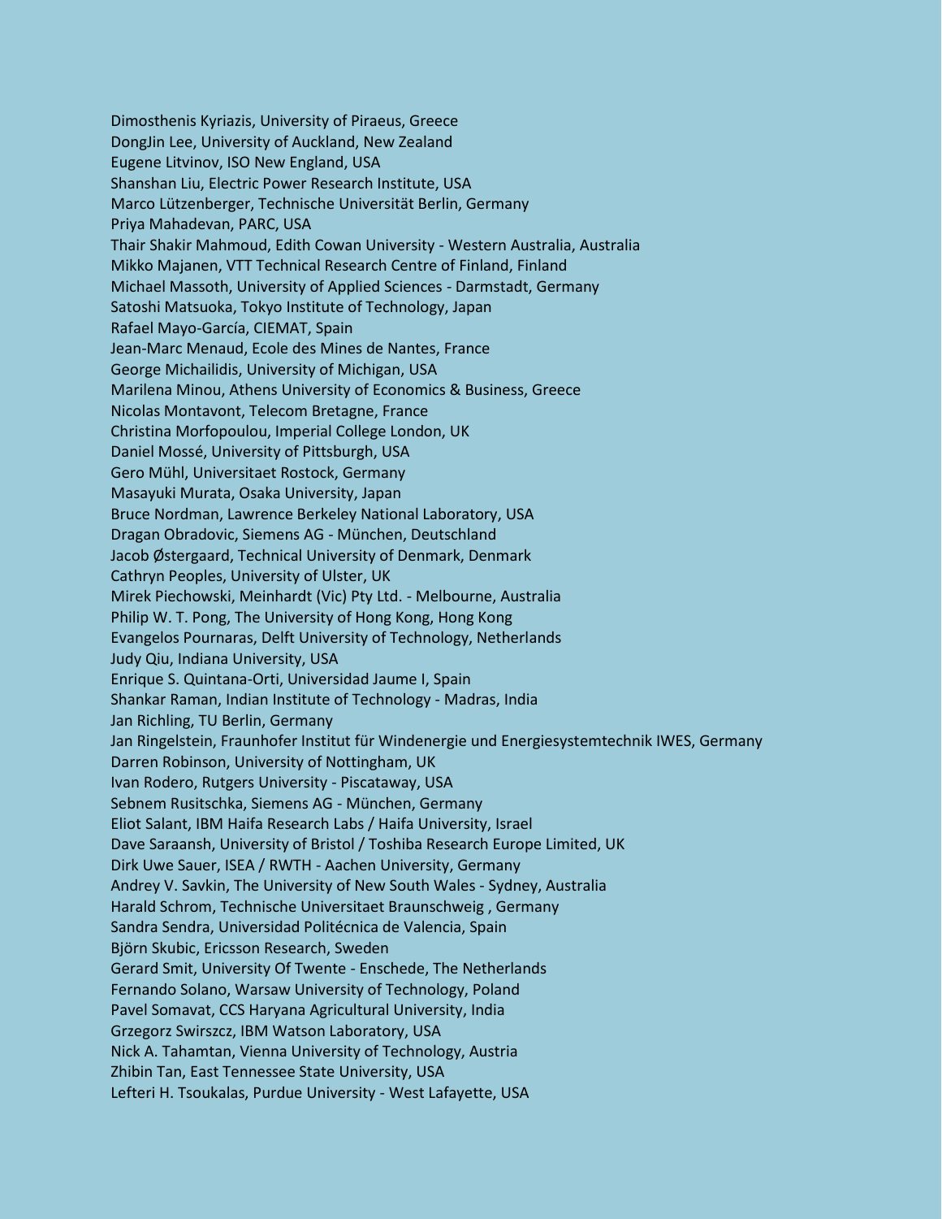Dimosthenis Kyriazis, University of Piraeus, Greece
DongJin Lee, University of Auckland, New Zealand
Eugene Litvinov, ISO New England, USA
Shanshan Liu, Electric Power Research Institute, USA
Marco Lützenberger, Technische Universität Berlin, Germany
Priya Mahadevan, PARC, USA
Thair Shakir Mahmoud, Edith Cowan University - Western Australia, Australia
Mikko Majanen, VTT Technical Research Centre of Finland, Finland
Michael Massoth, University of Applied Sciences - Darmstadt, Germany
Satoshi Matsuoka, Tokyo Institute of Technology, Japan
Rafael Mayo-García, CIEMAT, Spain
Jean-Marc Menaud, Ecole des Mines de Nantes, France
George Michailidis, University of Michigan, USA
Marilena Minou, Athens University of Economics & Business, Greece
Nicolas Montavont, Telecom Bretagne, France
Christina Morfopoulou, Imperial College London, UK
Daniel Mossé, University of Pittsburgh, USA
Gero Mühl, Universitaet Rostock, Germany
Masayuki Murata, Osaka University, Japan
Bruce Nordman, Lawrence Berkeley National Laboratory, USA
Dragan Obradovic, Siemens AG - München, Deutschland
Jacob Østergaard, Technical University of Denmark, Denmark
Cathryn Peoples, University of Ulster, UK
Mirek Piechowski, Meinhardt (Vic) Pty Ltd. - Melbourne, Australia
Philip W. T. Pong, The University of Hong Kong, Hong Kong
Evangelos Pournaras, Delft University of Technology, Netherlands
Judy Qiu, Indiana University, USA
Enrique S. Quintana-Orti, Universidad Jaume I, Spain
Shankar Raman, Indian Institute of Technology - Madras, India
Jan Richling, TU Berlin, Germany
Jan Ringelstein, Fraunhofer Institut für Windenergie und Energiesystemtechnik IWES, Germany
Darren Robinson, University of Nottingham, UK
Ivan Rodero, Rutgers University - Piscataway, USA
Sebnem Rusitschka, Siemens AG - München, Germany
Eliot Salant, IBM Haifa Research Labs / Haifa University, Israel
Dave Saraansh, University of Bristol / Toshiba Research Europe Limited, UK
Dirk Uwe Sauer, ISEA / RWTH - Aachen University, Germany
Andrey V. Savkin, The University of New South Wales - Sydney, Australia
Harald Schrom, Technische Universitaet Braunschweig , Germany
Sandra Sendra, Universidad Politécnica de Valencia, Spain
Björn Skubic, Ericsson Research, Sweden
Gerard Smit, University Of Twente - Enschede, The Netherlands
Fernando Solano, Warsaw University of Technology, Poland
Pavel Somavat, CCS Haryana Agricultural University, India
Grzegorz Swirszcz, IBM Watson Laboratory, USA
Nick A. Tahamtan, Vienna University of Technology, Austria
Zhibin Tan, East Tennessee State University, USA
Lefteri H. Tsoukalas, Purdue University - West Lafayette, USA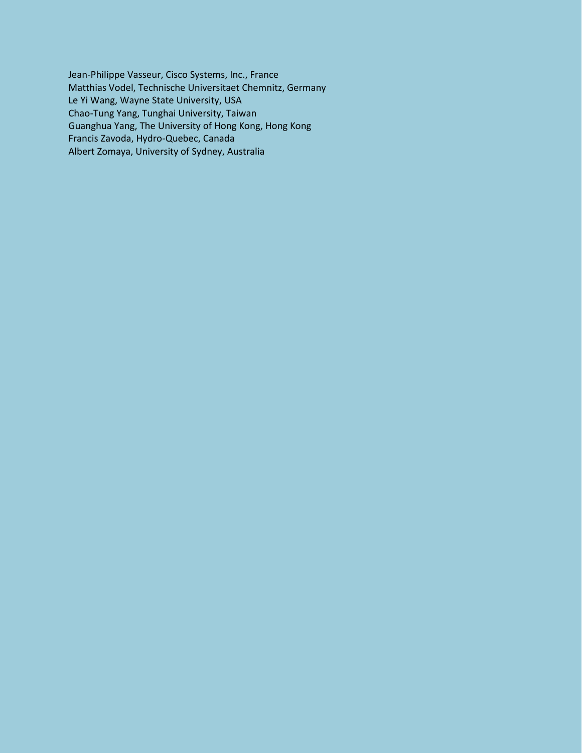Jean-Philippe Vasseur, Cisco Systems, Inc., France
Matthias Vodel, Technische Universitaet Chemnitz, Germany
Le Yi Wang, Wayne State University, USA
Chao-Tung Yang, Tunghai University, Taiwan
Guanghua Yang, The University of Hong Kong, Hong Kong
Francis Zavoda, Hydro-Quebec, Canada
Albert Zomaya, University of Sydney, Australia